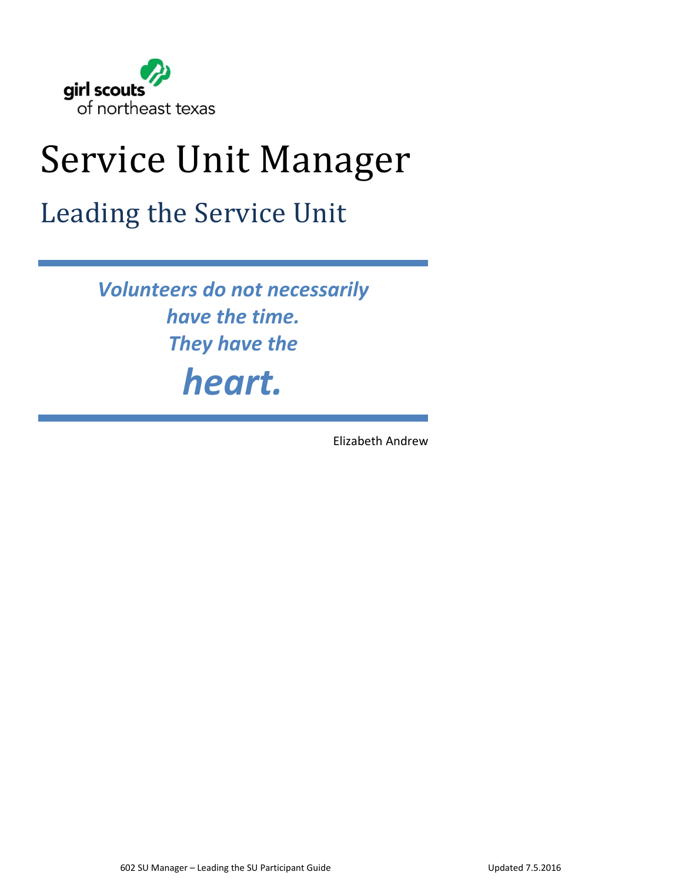girl scouts of northeast texas

# Service Unit Manager

## Leading the Service Unit

---

***Volunteers do not necessarily have the time. They have the heart.***

---

Elizabeth Andrew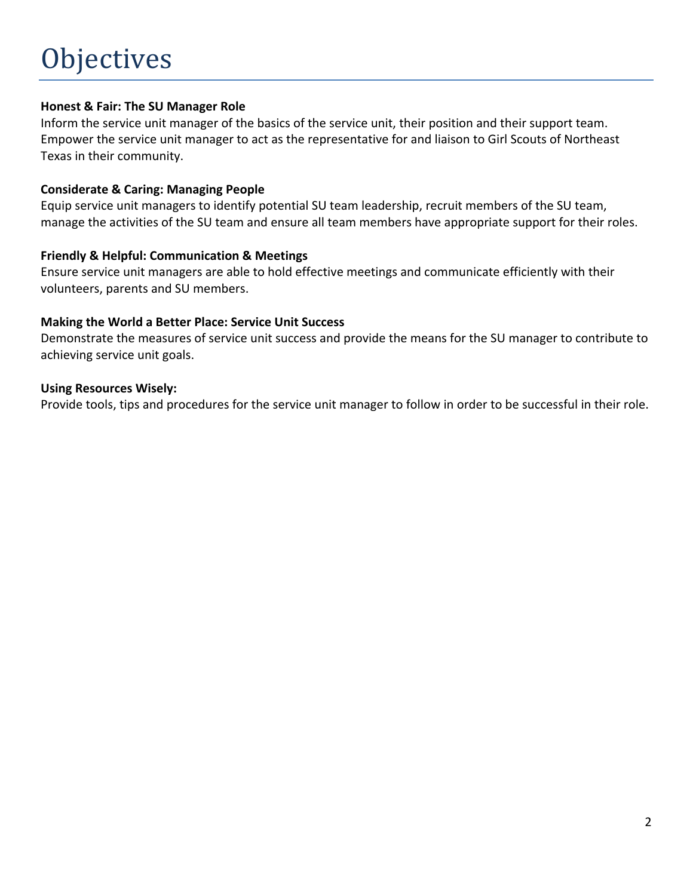# Objectives

**Honest & Fair: The SU Manager Role**
Inform the service unit manager of the basics of the service unit, their position and their support team. Empower the service unit manager to act as the representative for and liaison to Girl Scouts of Northeast Texas in their community.

**Considerate & Caring: Managing People**
Equip service unit managers to identify potential SU team leadership, recruit members of the SU team, manage the activities of the SU team and ensure all team members have appropriate support for their roles.

**Friendly & Helpful: Communication & Meetings**
Ensure service unit managers are able to hold effective meetings and communicate efficiently with their volunteers, parents and SU members.

**Making the World a Better Place: Service Unit Success**
Demonstrate the measures of service unit success and provide the means for the SU manager to contribute to achieving service unit goals.

**Using Resources Wisely:**
Provide tools, tips and procedures for the service unit manager to follow in order to be successful in their role.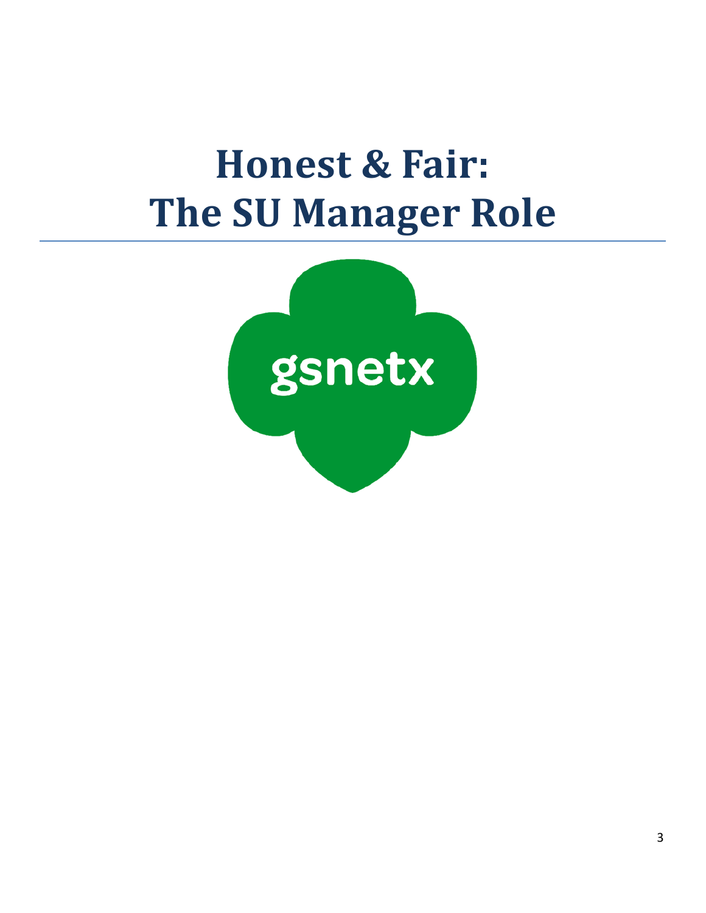# Honest & Fair: The SU Manager Role

gsnetx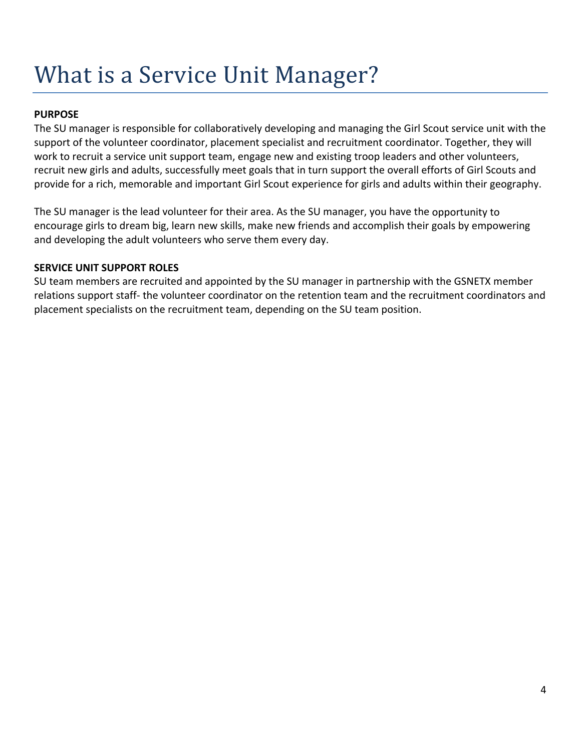# What is a Service Unit Manager?

**PURPOSE**

The SU manager is responsible for collaboratively developing and managing the Girl Scout service unit with the support of the volunteer coordinator, placement specialist and recruitment coordinator. Together, they will work to recruit a service unit support team, engage new and existing troop leaders and other volunteers, recruit new girls and adults, successfully meet goals that in turn support the overall efforts of Girl Scouts and provide for a rich, memorable and important Girl Scout experience for girls and adults within their geography.

The SU manager is the lead volunteer for their area. As the SU manager, you have the opportunity to encourage girls to dream big, learn new skills, make new friends and accomplish their goals by empowering and developing the adult volunteers who serve them every day.

**SERVICE UNIT SUPPORT ROLES**

SU team members are recruited and appointed by the SU manager in partnership with the GSNETX member relations support staff- the volunteer coordinator on the retention team and the recruitment coordinators and placement specialists on the recruitment team, depending on the SU team position.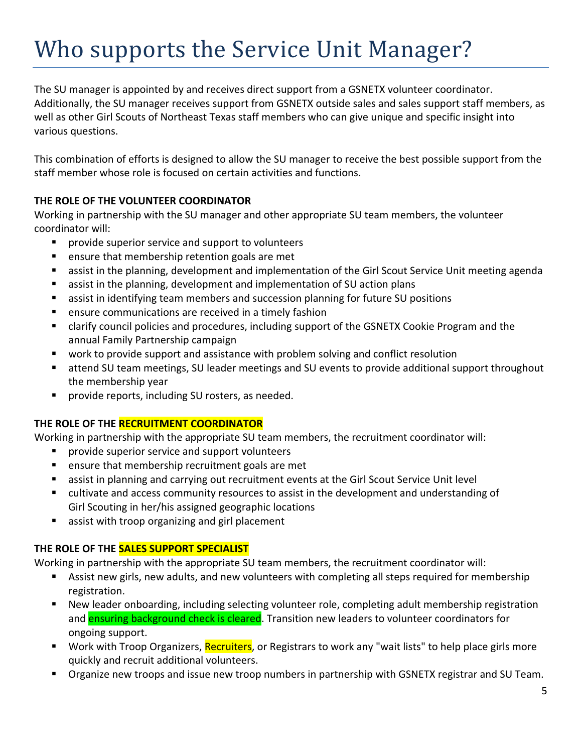# Who supports the Service Unit Manager?

The SU manager is appointed by and receives direct support from a GSNETX volunteer coordinator. Additionally, the SU manager receives support from GSNETX outside sales and sales support staff members, as well as other Girl Scouts of Northeast Texas staff members who can give unique and specific insight into various questions.

This combination of efforts is designed to allow the SU manager to receive the best possible support from the staff member whose role is focused on certain activities and functions.

**THE ROLE OF THE VOLUNTEER COORDINATOR**

Working in partnership with the SU manager and other appropriate SU team members, the volunteer coordinator will:

- provide superior service and support to volunteers
- ensure that membership retention goals are met
- assist in the planning, development and implementation of the Girl Scout Service Unit meeting agenda
- assist in the planning, development and implementation of SU action plans
- assist in identifying team members and succession planning for future SU positions
- ensure communications are received in a timely fashion
- clarify council policies and procedures, including support of the GSNETX Cookie Program and the annual Family Partnership campaign
- work to provide support and assistance with problem solving and conflict resolution
- attend SU team meetings, SU leader meetings and SU events to provide additional support throughout the membership year
- provide reports, including SU rosters, as needed.

**THE ROLE OF THE RECRUITMENT COORDINATOR**

Working in partnership with the appropriate SU team members, the recruitment coordinator will:

- provide superior service and support volunteers
- ensure that membership recruitment goals are met
- assist in planning and carrying out recruitment events at the Girl Scout Service Unit level
- cultivate and access community resources to assist in the development and understanding of Girl Scouting in her/his assigned geographic locations
- assist with troop organizing and girl placement

**THE ROLE OF THE SALES SUPPORT SPECIALIST**

Working in partnership with the appropriate SU team members, the recruitment coordinator will:

- Assist new girls, new adults, and new volunteers with completing all steps required for membership registration.
- New leader onboarding, including selecting volunteer role, completing adult membership registration and ensuring background check is cleared. Transition new leaders to volunteer coordinators for ongoing support.
- Work with Troop Organizers, Recruiters, or Registrars to work any "wait lists" to help place girls more quickly and recruit additional volunteers.
- Organize new troops and issue new troop numbers in partnership with GSNETX registrar and SU Team.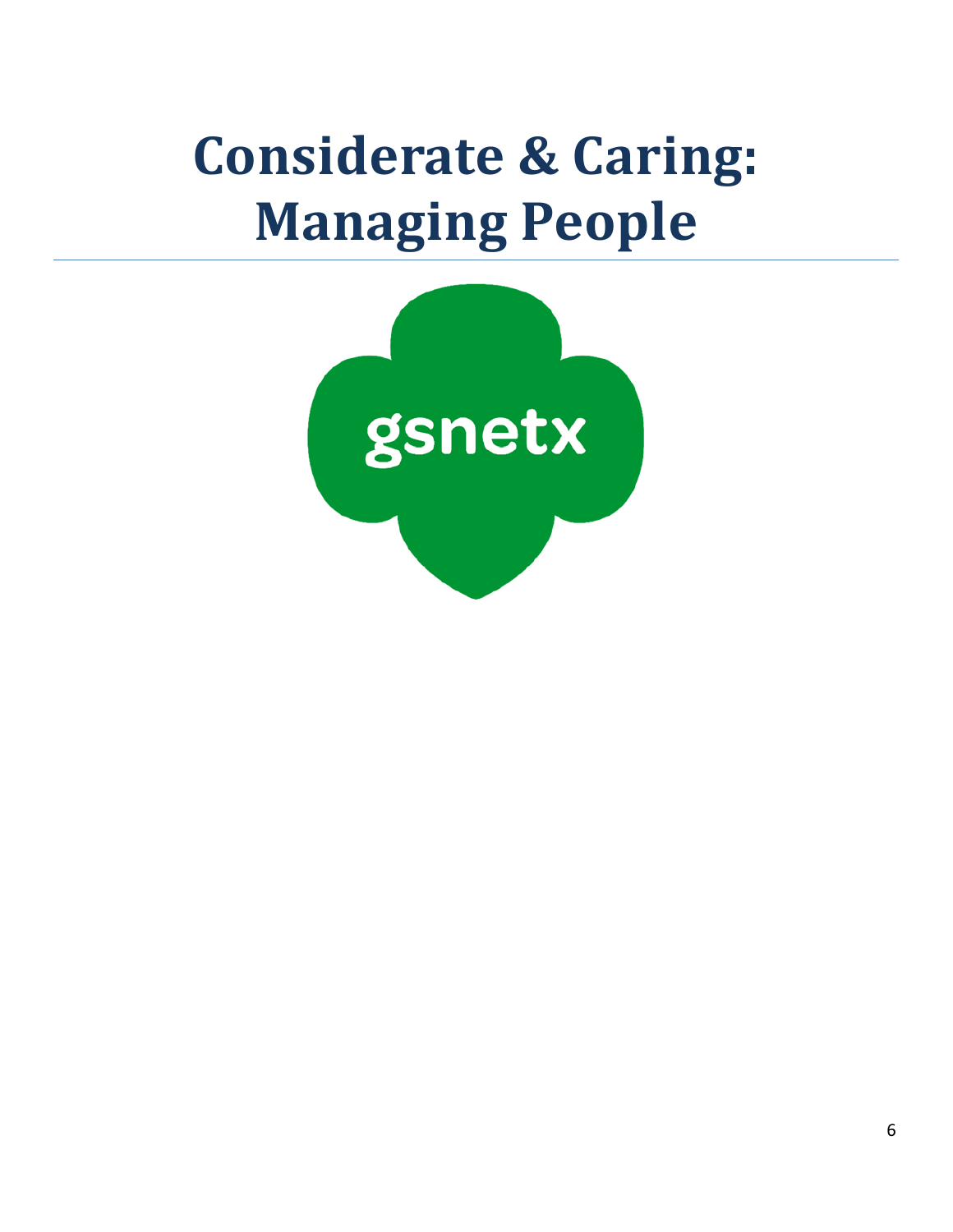# Considerate & Caring: Managing People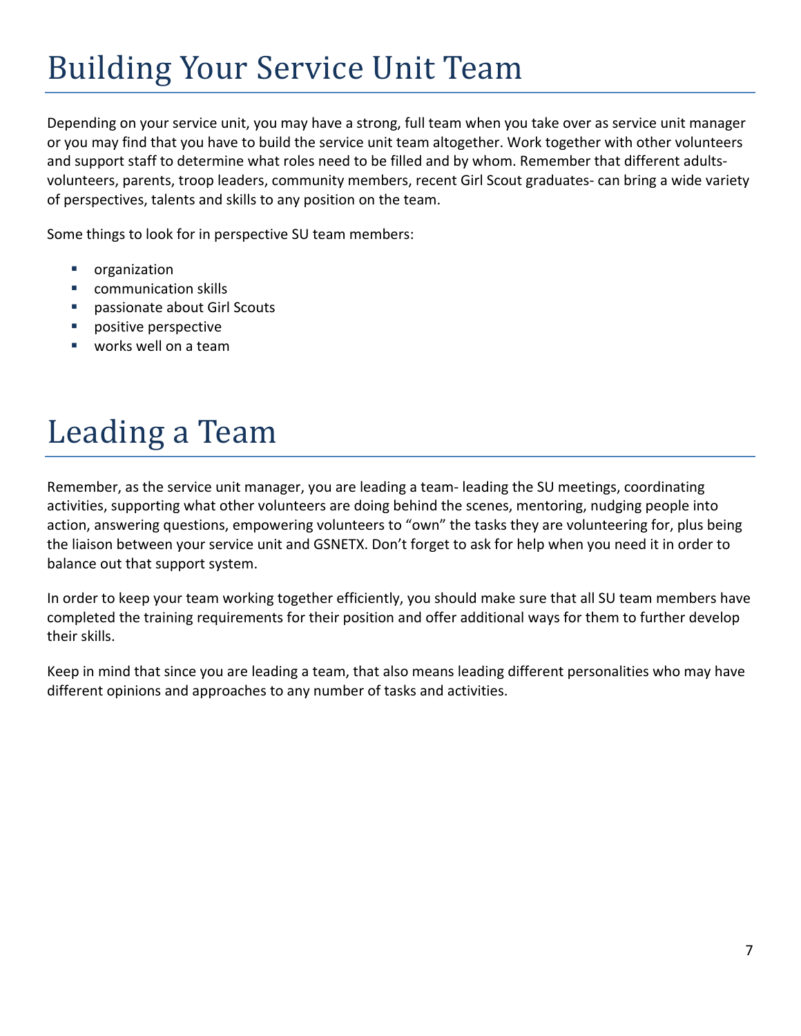# Building Your Service Unit Team

Depending on your service unit, you may have a strong, full team when you take over as service unit manager or you may find that you have to build the service unit team altogether. Work together with other volunteers and support staff to determine what roles need to be filled and by whom. Remember that different adults- volunteers, parents, troop leaders, community members, recent Girl Scout graduates- can bring a wide variety of perspectives, talents and skills to any position on the team.

Some things to look for in perspective SU team members:

- organization
- communication skills
- passionate about Girl Scouts
- positive perspective
- works well on a team

# Leading a Team

Remember, as the service unit manager, you are leading a team- leading the SU meetings, coordinating activities, supporting what other volunteers are doing behind the scenes, mentoring, nudging people into action, answering questions, empowering volunteers to "own" the tasks they are volunteering for, plus being the liaison between your service unit and GSNETX. Don't forget to ask for help when you need it in order to balance out that support system.

In order to keep your team working together efficiently, you should make sure that all SU team members have completed the training requirements for their position and offer additional ways for them to further develop their skills.

Keep in mind that since you are leading a team, that also means leading different personalities who may have different opinions and approaches to any number of tasks and activities.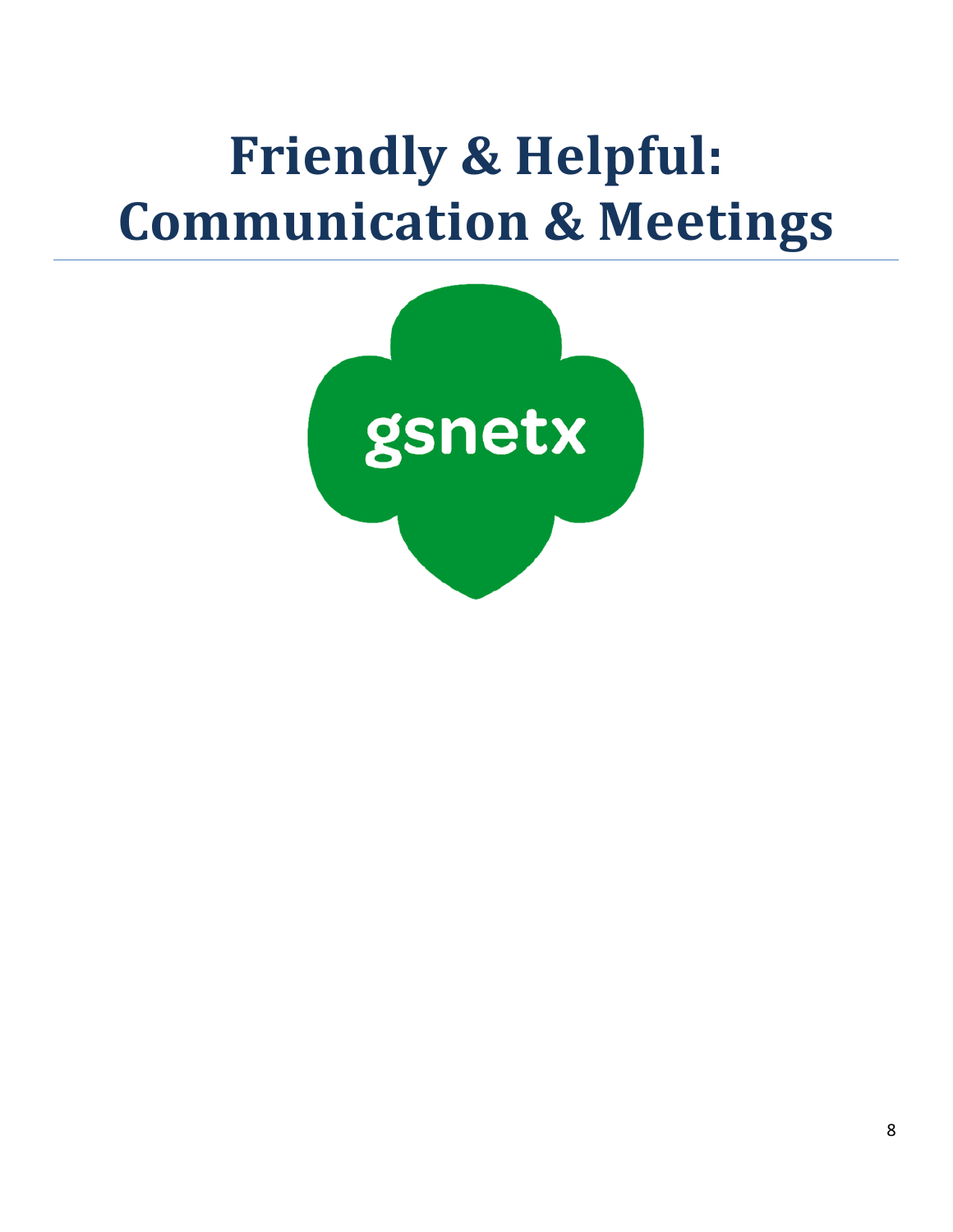# Friendly & Helpful: Communication & Meetings

gsnetx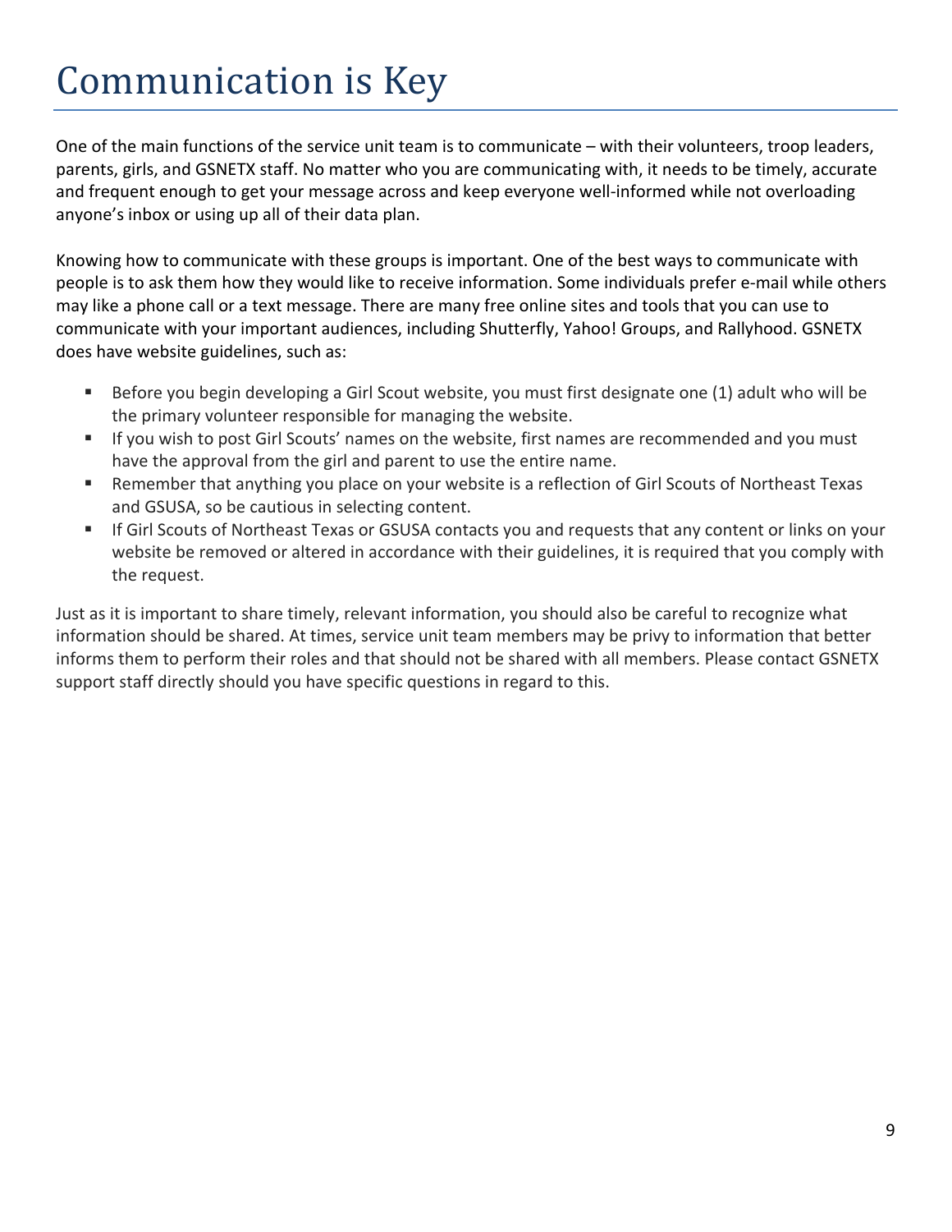# Communication is Key

One of the main functions of the service unit team is to communicate – with their volunteers, troop leaders, parents, girls, and GSNETX staff. No matter who you are communicating with, it needs to be timely, accurate and frequent enough to get your message across and keep everyone well-informed while not overloading anyone's inbox or using up all of their data plan.

Knowing how to communicate with these groups is important. One of the best ways to communicate with people is to ask them how they would like to receive information. Some individuals prefer e-mail while others may like a phone call or a text message. There are many free online sites and tools that you can use to communicate with your important audiences, including Shutterfly, Yahoo! Groups, and Rallyhood. GSNETX does have website guidelines, such as:

- Before you begin developing a Girl Scout website, you must first designate one (1) adult who will be the primary volunteer responsible for managing the website.
- If you wish to post Girl Scouts' names on the website, first names are recommended and you must have the approval from the girl and parent to use the entire name.
- Remember that anything you place on your website is a reflection of Girl Scouts of Northeast Texas and GSUSA, so be cautious in selecting content.
- If Girl Scouts of Northeast Texas or GSUSA contacts you and requests that any content or links on your website be removed or altered in accordance with their guidelines, it is required that you comply with the request.

Just as it is important to share timely, relevant information, you should also be careful to recognize what information should be shared. At times, service unit team members may be privy to information that better informs them to perform their roles and that should not be shared with all members. Please contact GSNETX support staff directly should you have specific questions in regard to this.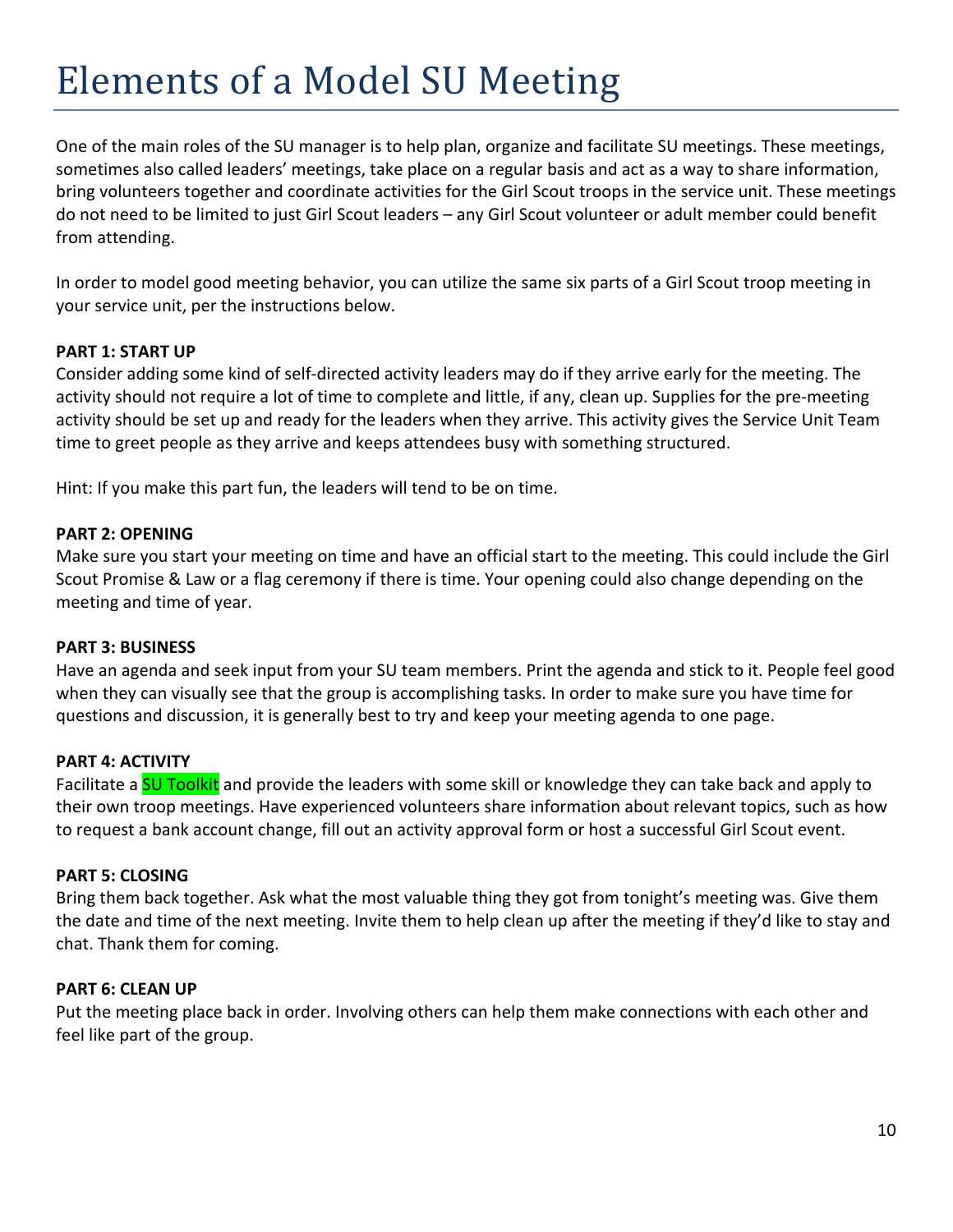# Elements of a Model SU Meeting

One of the main roles of the SU manager is to help plan, organize and facilitate SU meetings. These meetings, sometimes also called leaders' meetings, take place on a regular basis and act as a way to share information, bring volunteers together and coordinate activities for the Girl Scout troops in the service unit. These meetings do not need to be limited to just Girl Scout leaders – any Girl Scout volunteer or adult member could benefit from attending.

In order to model good meeting behavior, you can utilize the same six parts of a Girl Scout troop meeting in your service unit, per the instructions below.

**PART 1: START UP**

Consider adding some kind of self-directed activity leaders may do if they arrive early for the meeting. The activity should not require a lot of time to complete and little, if any, clean up. Supplies for the pre-meeting activity should be set up and ready for the leaders when they arrive. This activity gives the Service Unit Team time to greet people as they arrive and keeps attendees busy with something structured.

Hint: If you make this part fun, the leaders will tend to be on time.

**PART 2: OPENING**

Make sure you start your meeting on time and have an official start to the meeting. This could include the Girl Scout Promise & Law or a flag ceremony if there is time. Your opening could also change depending on the meeting and time of year.

**PART 3: BUSINESS**

Have an agenda and seek input from your SU team members. Print the agenda and stick to it. People feel good when they can visually see that the group is accomplishing tasks. In order to make sure you have time for questions and discussion, it is generally best to try and keep your meeting agenda to one page.

**PART 4: ACTIVITY**

Facilitate a SU Toolkit and provide the leaders with some skill or knowledge they can take back and apply to their own troop meetings. Have experienced volunteers share information about relevant topics, such as how to request a bank account change, fill out an activity approval form or host a successful Girl Scout event.

**PART 5: CLOSING**

Bring them back together. Ask what the most valuable thing they got from tonight's meeting was. Give them the date and time of the next meeting. Invite them to help clean up after the meeting if they'd like to stay and chat. Thank them for coming.

**PART 6: CLEAN UP**

Put the meeting place back in order. Involving others can help them make connections with each other and feel like part of the group.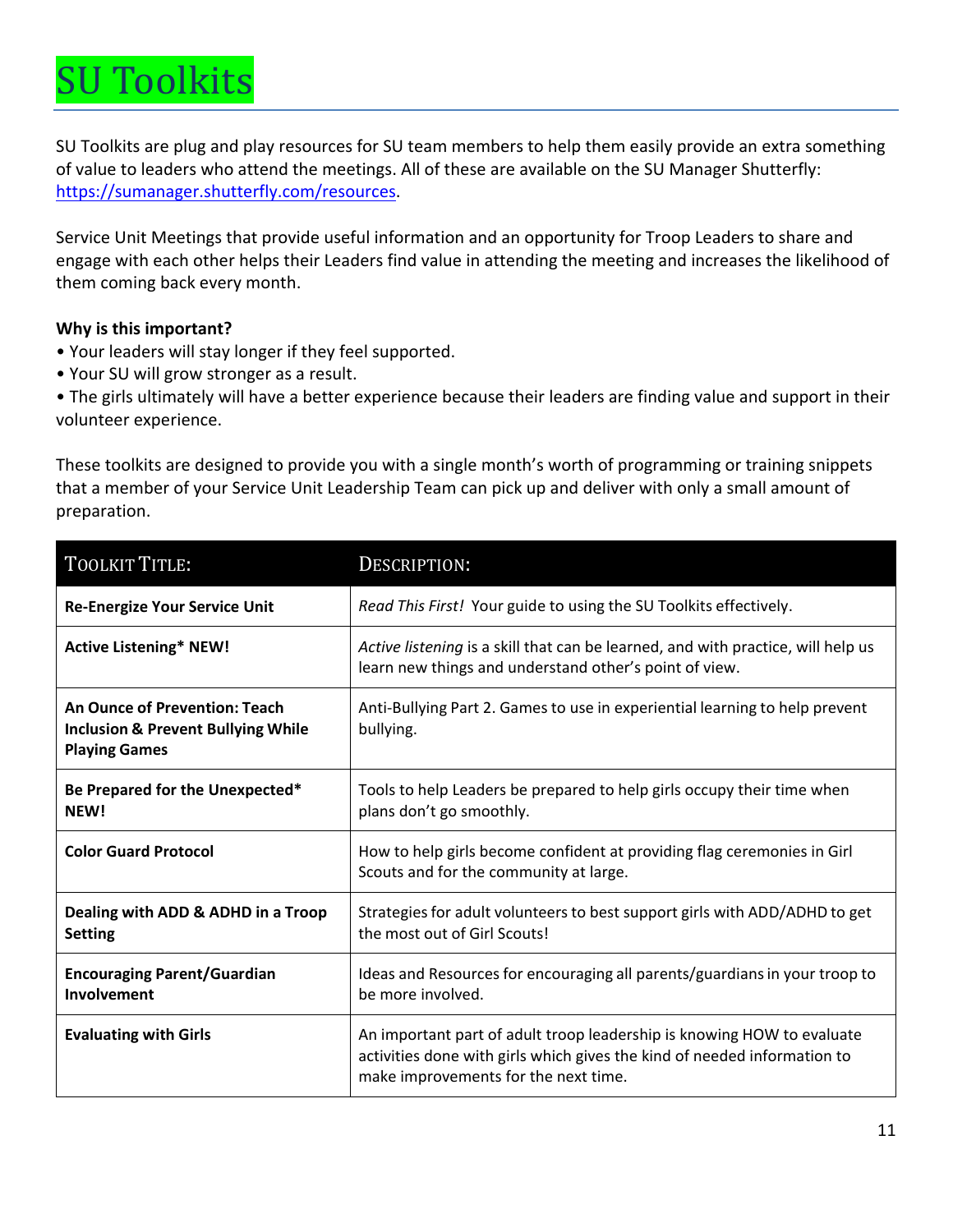# SU Toolkits

SU Toolkits are plug and play resources for SU team members to help them easily provide an extra something of value to leaders who attend the meetings. All of these are available on the SU Manager Shutterfly: https://sumanager.shutterfly.com/resources.

Service Unit Meetings that provide useful information and an opportunity for Troop Leaders to share and engage with each other helps their Leaders find value in attending the meeting and increases the likelihood of them coming back every month.

**Why is this important?**

- Your leaders will stay longer if they feel supported.
- Your SU will grow stronger as a result.
- The girls ultimately will have a better experience because their leaders are finding value and support in their volunteer experience.

These toolkits are designed to provide you with a single month's worth of programming or training snippets that a member of your Service Unit Leadership Team can pick up and deliver with only a small amount of preparation.

| TOOLKIT TITLE: | DESCRIPTION: |
|---|---|
| **Re-Energize Your Service Unit** | *Read This First!* Your guide to using the SU Toolkits effectively. |
| **Active Listening* NEW!** | *Active listening* is a skill that can be learned, and with practice, will help us learn new things and understand other's point of view. |
| **An Ounce of Prevention: Teach Inclusion & Prevent Bullying While Playing Games** | Anti-Bullying Part 2. Games to use in experiential learning to help prevent bullying. |
| **Be Prepared for the Unexpected* NEW!** | Tools to help Leaders be prepared to help girls occupy their time when plans don't go smoothly. |
| **Color Guard Protocol** | How to help girls become confident at providing flag ceremonies in Girl Scouts and for the community at large. |
| **Dealing with ADD & ADHD in a Troop Setting** | Strategies for adult volunteers to best support girls with ADD/ADHD to get the most out of Girl Scouts! |
| **Encouraging Parent/Guardian Involvement** | Ideas and Resources for encouraging all parents/guardians in your troop to be more involved. |
| **Evaluating with Girls** | An important part of adult troop leadership is knowing HOW to evaluate activities done with girls which gives the kind of needed information to make improvements for the next time. |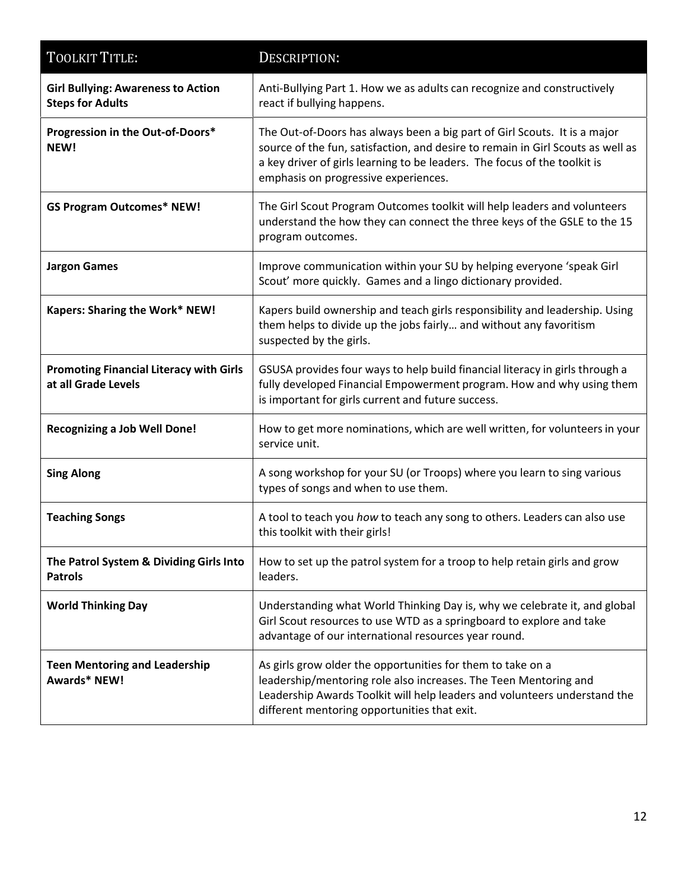| Toolkit Title: | Description: |
|---|---|
| **Girl Bullying: Awareness to Action Steps for Adults** | Anti-Bullying Part 1. How we as adults can recognize and constructively react if bullying happens. |
| **Progression in the Out-of-Doors* NEW!** | The Out-of-Doors has always been a big part of Girl Scouts. It is a major source of the fun, satisfaction, and desire to remain in Girl Scouts as well as a key driver of girls learning to be leaders. The focus of the toolkit is emphasis on progressive experiences. |
| **GS Program Outcomes* NEW!** | The Girl Scout Program Outcomes toolkit will help leaders and volunteers understand the how they can connect the three keys of the GSLE to the 15 program outcomes. |
| **Jargon Games** | Improve communication within your SU by helping everyone 'speak Girl Scout' more quickly. Games and a lingo dictionary provided. |
| **Kapers: Sharing the Work* NEW!** | Kapers build ownership and teach girls responsibility and leadership. Using them helps to divide up the jobs fairly… and without any favoritism suspected by the girls. |
| **Promoting Financial Literacy with Girls at all Grade Levels** | GSUSA provides four ways to help build financial literacy in girls through a fully developed Financial Empowerment program. How and why using them is important for girls current and future success. |
| **Recognizing a Job Well Done!** | How to get more nominations, which are well written, for volunteers in your service unit. |
| **Sing Along** | A song workshop for your SU (or Troops) where you learn to sing various types of songs and when to use them. |
| **Teaching Songs** | A tool to teach you *how* to teach any song to others. Leaders can also use this toolkit with their girls! |
| **The Patrol System & Dividing Girls Into Patrols** | How to set up the patrol system for a troop to help retain girls and grow leaders. |
| **World Thinking Day** | Understanding what World Thinking Day is, why we celebrate it, and global Girl Scout resources to use WTD as a springboard to explore and take advantage of our international resources year round. |
| **Teen Mentoring and Leadership Awards* NEW!** | As girls grow older the opportunities for them to take on a leadership/mentoring role also increases. The Teen Mentoring and Leadership Awards Toolkit will help leaders and volunteers understand the different mentoring opportunities that exit. |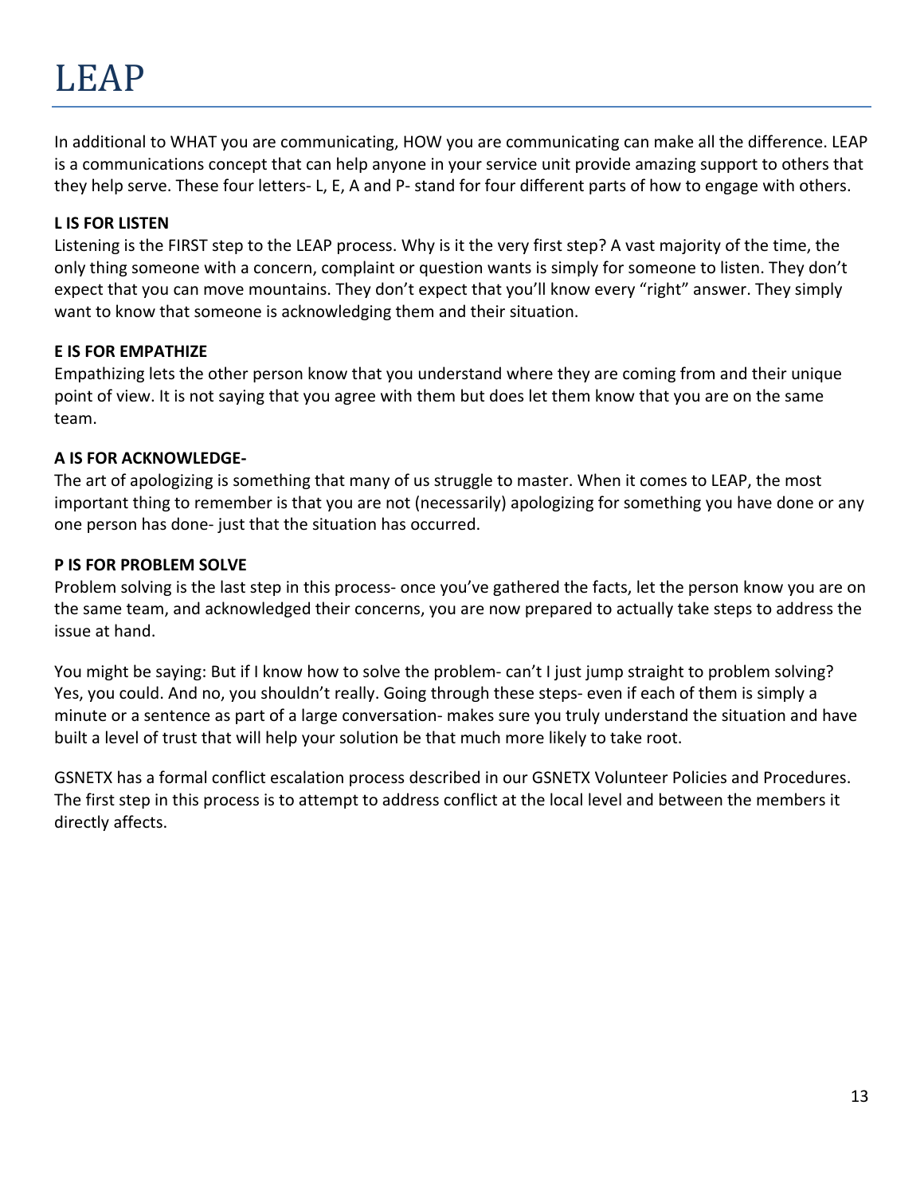# LEAP

In additional to WHAT you are communicating, HOW you are communicating can make all the difference. LEAP is a communications concept that can help anyone in your service unit provide amazing support to others that they help serve. These four letters- L, E, A and P- stand for four different parts of how to engage with others.

**L IS FOR LISTEN**

Listening is the FIRST step to the LEAP process. Why is it the very first step? A vast majority of the time, the only thing someone with a concern, complaint or question wants is simply for someone to listen. They don't expect that you can move mountains. They don't expect that you'll know every "right" answer. They simply want to know that someone is acknowledging them and their situation.

**E IS FOR EMPATHIZE**

Empathizing lets the other person know that you understand where they are coming from and their unique point of view. It is not saying that you agree with them but does let them know that you are on the same team.

**A IS FOR ACKNOWLEDGE-**

The art of apologizing is something that many of us struggle to master. When it comes to LEAP, the most important thing to remember is that you are not (necessarily) apologizing for something you have done or any one person has done- just that the situation has occurred.

**P IS FOR PROBLEM SOLVE**

Problem solving is the last step in this process- once you've gathered the facts, let the person know you are on the same team, and acknowledged their concerns, you are now prepared to actually take steps to address the issue at hand.

You might be saying: But if I know how to solve the problem- can't I just jump straight to problem solving? Yes, you could. And no, you shouldn't really. Going through these steps- even if each of them is simply a minute or a sentence as part of a large conversation- makes sure you truly understand the situation and have built a level of trust that will help your solution be that much more likely to take root.

GSNETX has a formal conflict escalation process described in our GSNETX Volunteer Policies and Procedures. The first step in this process is to attempt to address conflict at the local level and between the members it directly affects.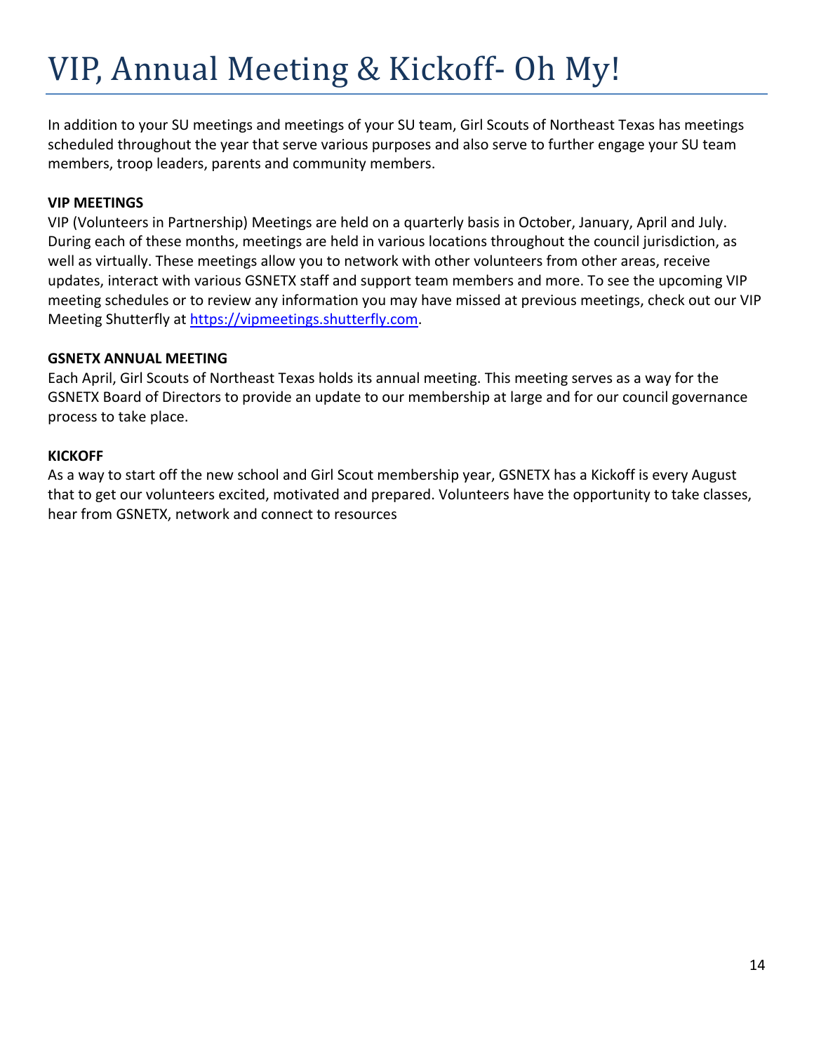# VIP, Annual Meeting & Kickoff- Oh My!

In addition to your SU meetings and meetings of your SU team, Girl Scouts of Northeast Texas has meetings scheduled throughout the year that serve various purposes and also serve to further engage your SU team members, troop leaders, parents and community members.

**VIP MEETINGS**

VIP (Volunteers in Partnership) Meetings are held on a quarterly basis in October, January, April and July. During each of these months, meetings are held in various locations throughout the council jurisdiction, as well as virtually. These meetings allow you to network with other volunteers from other areas, receive updates, interact with various GSNETX staff and support team members and more. To see the upcoming VIP meeting schedules or to review any information you may have missed at previous meetings, check out our VIP Meeting Shutterfly at [https://vipmeetings.shutterfly.com](https://vipmeetings.shutterfly.com).

**GSNETX ANNUAL MEETING**

Each April, Girl Scouts of Northeast Texas holds its annual meeting. This meeting serves as a way for the GSNETX Board of Directors to provide an update to our membership at large and for our council governance process to take place.

**KICKOFF**

As a way to start off the new school and Girl Scout membership year, GSNETX has a Kickoff is every August that to get our volunteers excited, motivated and prepared. Volunteers have the opportunity to take classes, hear from GSNETX, network and connect to resources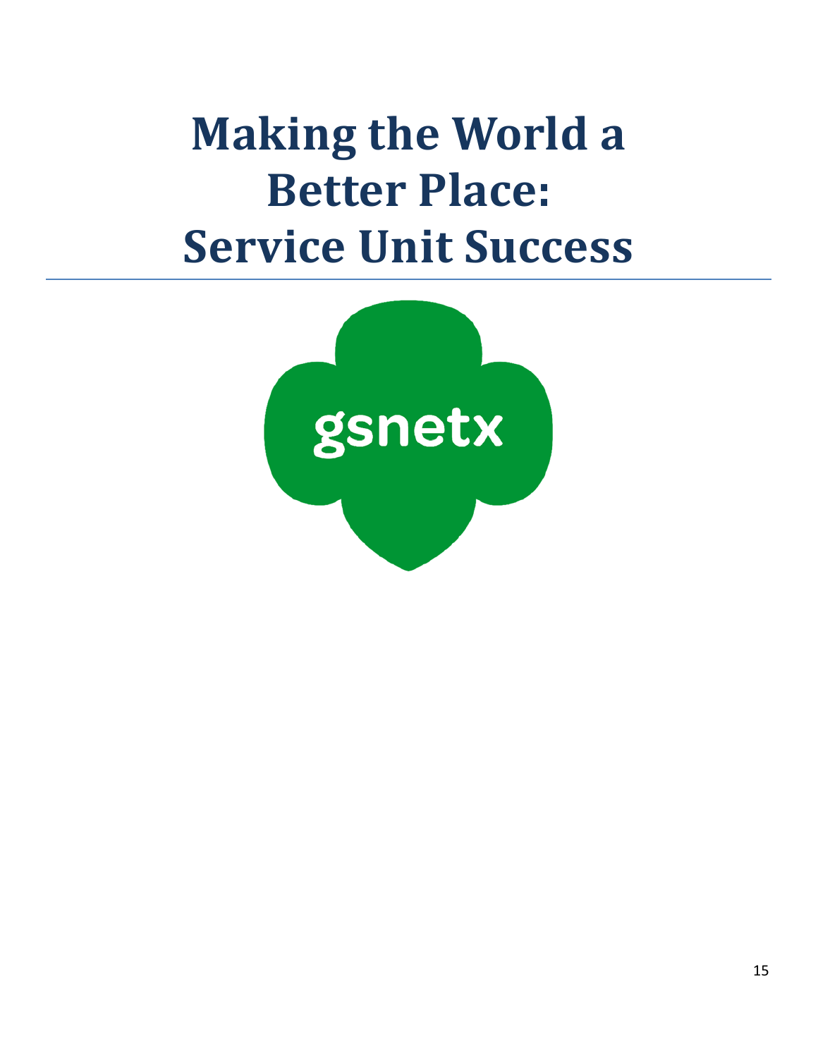# Making the World a Better Place: Service Unit Success

gsnetx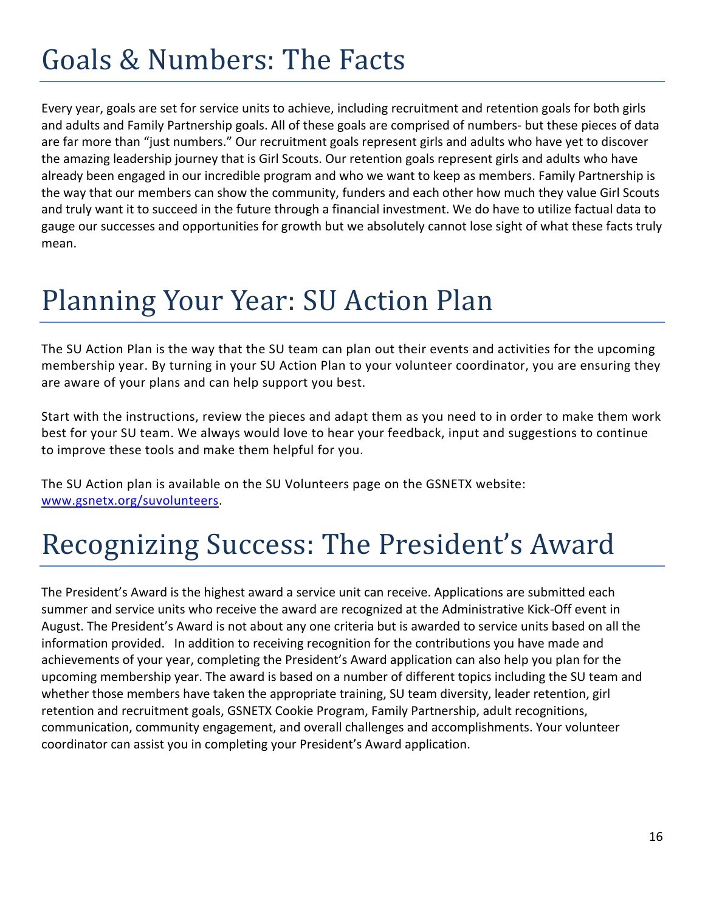# Goals & Numbers: The Facts

Every year, goals are set for service units to achieve, including recruitment and retention goals for both girls and adults and Family Partnership goals. All of these goals are comprised of numbers- but these pieces of data are far more than "just numbers." Our recruitment goals represent girls and adults who have yet to discover the amazing leadership journey that is Girl Scouts. Our retention goals represent girls and adults who have already been engaged in our incredible program and who we want to keep as members. Family Partnership is the way that our members can show the community, funders and each other how much they value Girl Scouts and truly want it to succeed in the future through a financial investment. We do have to utilize factual data to gauge our successes and opportunities for growth but we absolutely cannot lose sight of what these facts truly mean.

# Planning Your Year: SU Action Plan

The SU Action Plan is the way that the SU team can plan out their events and activities for the upcoming membership year. By turning in your SU Action Plan to your volunteer coordinator, you are ensuring they are aware of your plans and can help support you best.

Start with the instructions, review the pieces and adapt them as you need to in order to make them work best for your SU team. We always would love to hear your feedback, input and suggestions to continue to improve these tools and make them helpful for you.

The SU Action plan is available on the SU Volunteers page on the GSNETX website: www.gsnetx.org/suvolunteers.

# Recognizing Success: The President's Award

The President's Award is the highest award a service unit can receive. Applications are submitted each summer and service units who receive the award are recognized at the Administrative Kick-Off event in August. The President's Award is not about any one criteria but is awarded to service units based on all the information provided. In addition to receiving recognition for the contributions you have made and achievements of your year, completing the President's Award application can also help you plan for the upcoming membership year. The award is based on a number of different topics including the SU team and whether those members have taken the appropriate training, SU team diversity, leader retention, girl retention and recruitment goals, GSNETX Cookie Program, Family Partnership, adult recognitions, communication, community engagement, and overall challenges and accomplishments. Your volunteer coordinator can assist you in completing your President's Award application.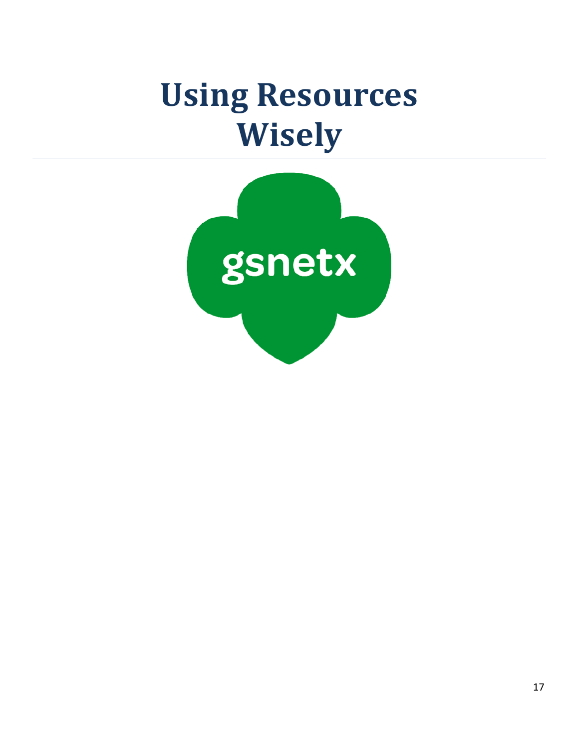# Using Resources Wisely

gsnetx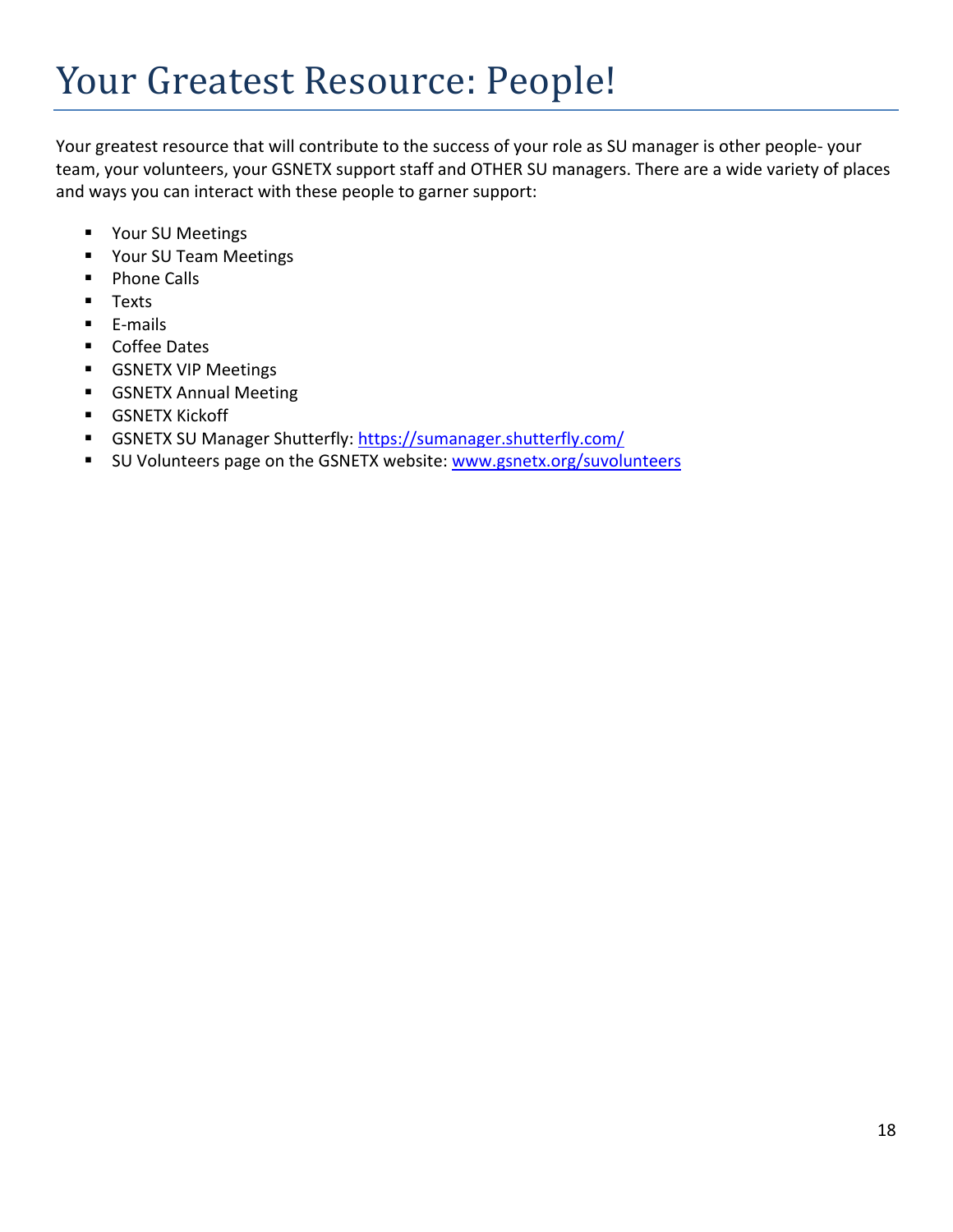# Your Greatest Resource: People!

Your greatest resource that will contribute to the success of your role as SU manager is other people- your team, your volunteers, your GSNETX support staff and OTHER SU managers. There are a wide variety of places and ways you can interact with these people to garner support:

- Your SU Meetings
- Your SU Team Meetings
- Phone Calls
- Texts
- E-mails
- Coffee Dates
- GSNETX VIP Meetings
- GSNETX Annual Meeting
- GSNETX Kickoff
- GSNETX SU Manager Shutterfly: https://sumanager.shutterfly.com/
- SU Volunteers page on the GSNETX website: www.gsnetx.org/suvolunteers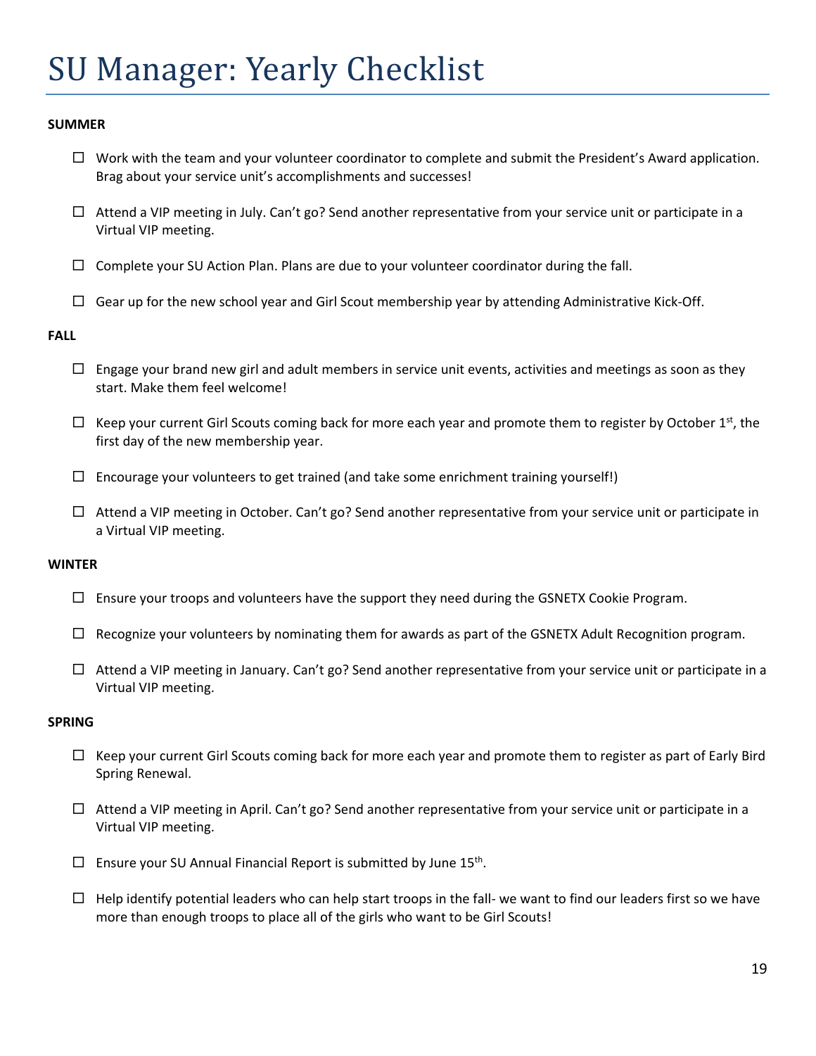# SU Manager: Yearly Checklist

**SUMMER**

- ☐ Work with the team and your volunteer coordinator to complete and submit the President's Award application. Brag about your service unit's accomplishments and successes!
- ☐ Attend a VIP meeting in July. Can't go? Send another representative from your service unit or participate in a Virtual VIP meeting.
- ☐ Complete your SU Action Plan. Plans are due to your volunteer coordinator during the fall.
- ☐ Gear up for the new school year and Girl Scout membership year by attending Administrative Kick-Off.

**FALL**

- ☐ Engage your brand new girl and adult members in service unit events, activities and meetings as soon as they start. Make them feel welcome!
- ☐ Keep your current Girl Scouts coming back for more each year and promote them to register by October 1st, the first day of the new membership year.
- ☐ Encourage your volunteers to get trained (and take some enrichment training yourself!)
- ☐ Attend a VIP meeting in October. Can't go? Send another representative from your service unit or participate in a Virtual VIP meeting.

**WINTER**

- ☐ Ensure your troops and volunteers have the support they need during the GSNETX Cookie Program.
- ☐ Recognize your volunteers by nominating them for awards as part of the GSNETX Adult Recognition program.
- ☐ Attend a VIP meeting in January. Can't go? Send another representative from your service unit or participate in a Virtual VIP meeting.

**SPRING**

- ☐ Keep your current Girl Scouts coming back for more each year and promote them to register as part of Early Bird Spring Renewal.
- ☐ Attend a VIP meeting in April. Can't go? Send another representative from your service unit or participate in a Virtual VIP meeting.
- ☐ Ensure your SU Annual Financial Report is submitted by June 15th.
- ☐ Help identify potential leaders who can help start troops in the fall- we want to find our leaders first so we have more than enough troops to place all of the girls who want to be Girl Scouts!